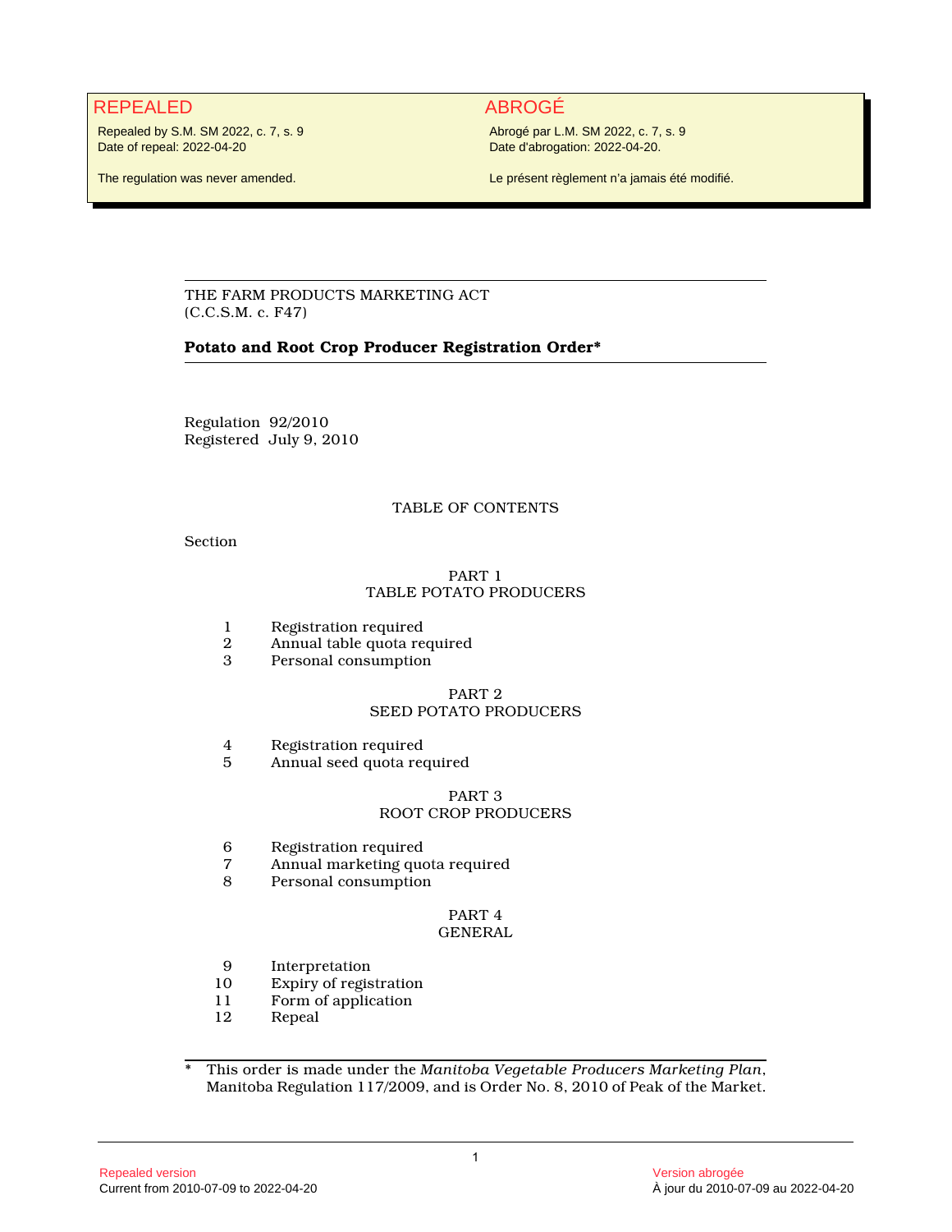| REPEALED | ABROGÉ |
| --- | --- |
| Repealed by S.M. SM 2022, c. 7, s. 9<br>Date of repeal: 2022-04-20 | Abrogé par L.M. SM 2022, c. 7, s. 9<br>Date d'abrogation: 2022-04-20. |
| The regulation was never amended. | Le présent règlement n'a jamais été modifié. |

THE FARM PRODUCTS MARKETING ACT
(C.C.S.M. c. F47)

**Potato and Root Crop Producer Registration Order***

Regulation 92/2010
Registered July 9, 2010

TABLE OF CONTENTS

Section

PART 1
TABLE POTATO PRODUCERS

1 Registration required
2 Annual table quota required
3 Personal consumption

PART 2
SEED POTATO PRODUCERS

4 Registration required
5 Annual seed quota required

PART 3
ROOT CROP PRODUCERS

6 Registration required
7 Annual marketing quota required
8 Personal consumption

PART 4
GENERAL

9 Interpretation
10 Expiry of registration
11 Form of application
12 Repeal

---

\* This order is made under the *Manitoba Vegetable Producers Marketing Plan*, Manitoba Regulation 117/2009, and is Order No. 8, 2010 of Peak of the Market.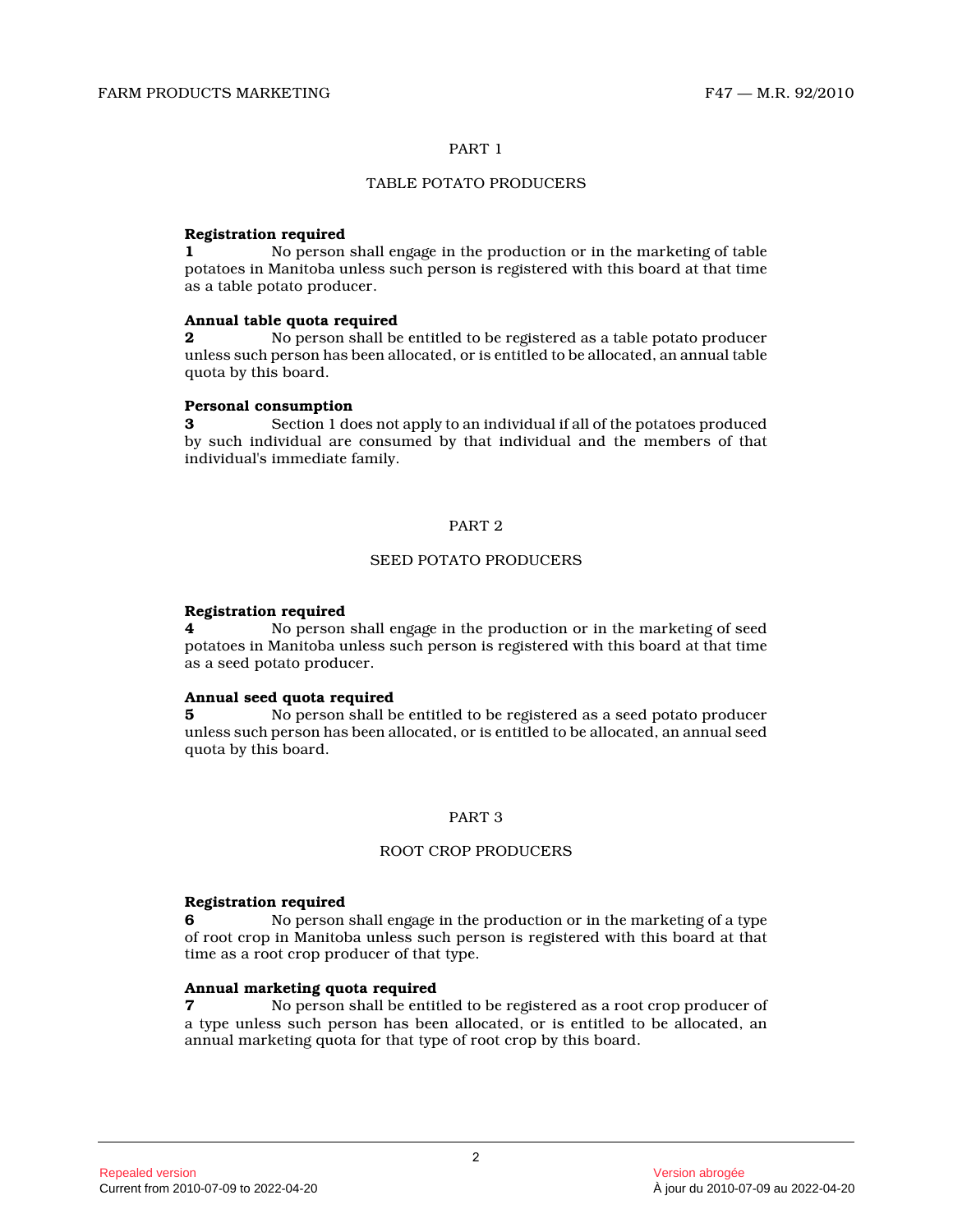## PART 1

## TABLE POTATO PRODUCERS

**Registration required**

**1** No person shall engage in the production or in the marketing of table potatoes in Manitoba unless such person is registered with this board at that time as a table potato producer.

**Annual table quota required**

**2** No person shall be entitled to be registered as a table potato producer unless such person has been allocated, or is entitled to be allocated, an annual table quota by this board.

**Personal consumption**

**3** Section 1 does not apply to an individual if all of the potatoes produced by such individual are consumed by that individual and the members of that individual's immediate family.

## PART 2

## SEED POTATO PRODUCERS

**Registration required**

**4** No person shall engage in the production or in the marketing of seed potatoes in Manitoba unless such person is registered with this board at that time as a seed potato producer.

**Annual seed quota required**

**5** No person shall be entitled to be registered as a seed potato producer unless such person has been allocated, or is entitled to be allocated, an annual seed quota by this board.

## PART 3

## ROOT CROP PRODUCERS

**Registration required**

**6** No person shall engage in the production or in the marketing of a type of root crop in Manitoba unless such person is registered with this board at that time as a root crop producer of that type.

**Annual marketing quota required**

**7** No person shall be entitled to be registered as a root crop producer of a type unless such person has been allocated, or is entitled to be allocated, an annual marketing quota for that type of root crop by this board.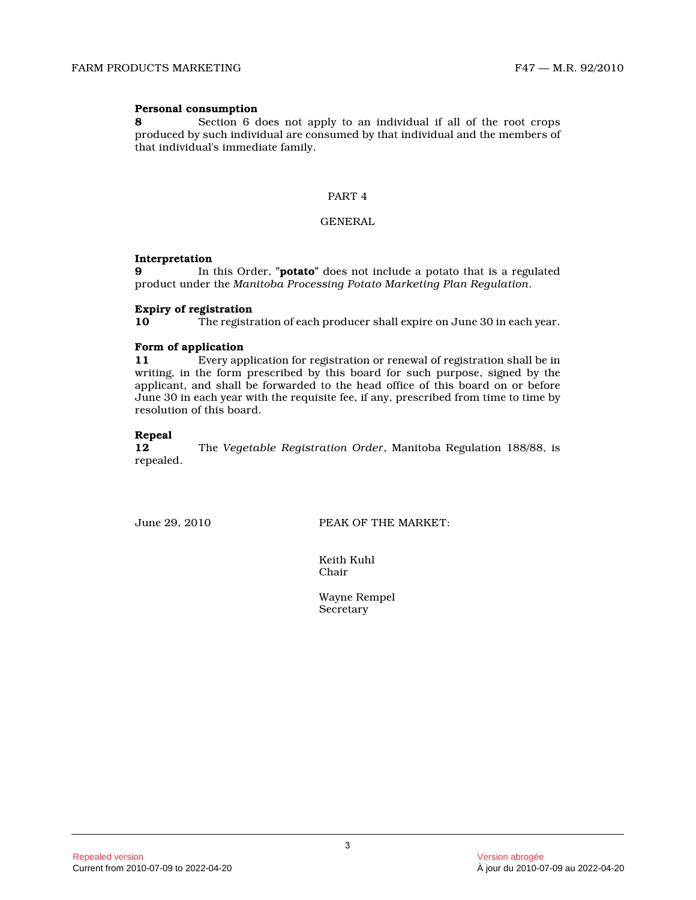**Personal consumption**

**8** Section 6 does not apply to an individual if all of the root crops produced by such individual are consumed by that individual and the members of that individual's immediate family.

PART 4

GENERAL

**Interpretation**

**9** In this Order, "**potato**" does not include a potato that is a regulated product under the *Manitoba Processing Potato Marketing Plan Regulation*.

**Expiry of registration**

**10** The registration of each producer shall expire on June 30 in each year.

**Form of application**

**11** Every application for registration or renewal of registration shall be in writing, in the form prescribed by this board for such purpose, signed by the applicant, and shall be forwarded to the head office of this board on or before June 30 in each year with the requisite fee, if any, prescribed from time to time by resolution of this board.

**Repeal**

**12** The *Vegetable Registration Order*, Manitoba Regulation 188/88, is repealed.

June 29, 2010

PEAK OF THE MARKET:

Keith Kuhl
Chair

Wayne Rempel
Secretary